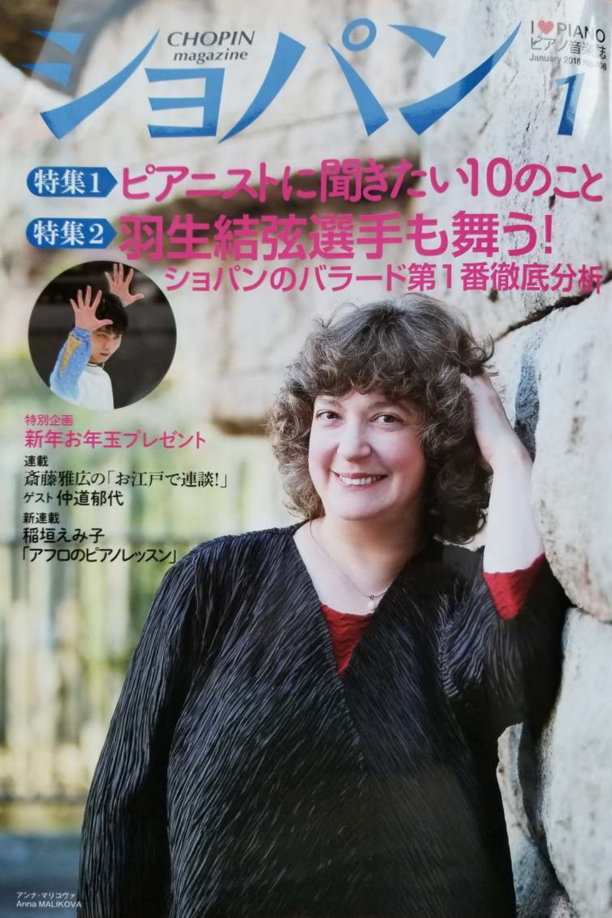# ショパン CHOPIN magazine

I ♥ PIANO ピアノ音楽誌

January 2018 No.408

1

**特集1** ピアニストに聞きたい10のこと

**特集2** 羽生結弦選手も舞う！
ショパンのバラード第1番徹底分析

特別企画
新年お年玉プレゼント

連載
斎藤雅広の「お江戸で連談！」
ゲスト 仲道郁代

新連載
稲垣えみ子
「アフロのピアノレッスン」

アンナ・マリコヴァ
Anna MALIKOVA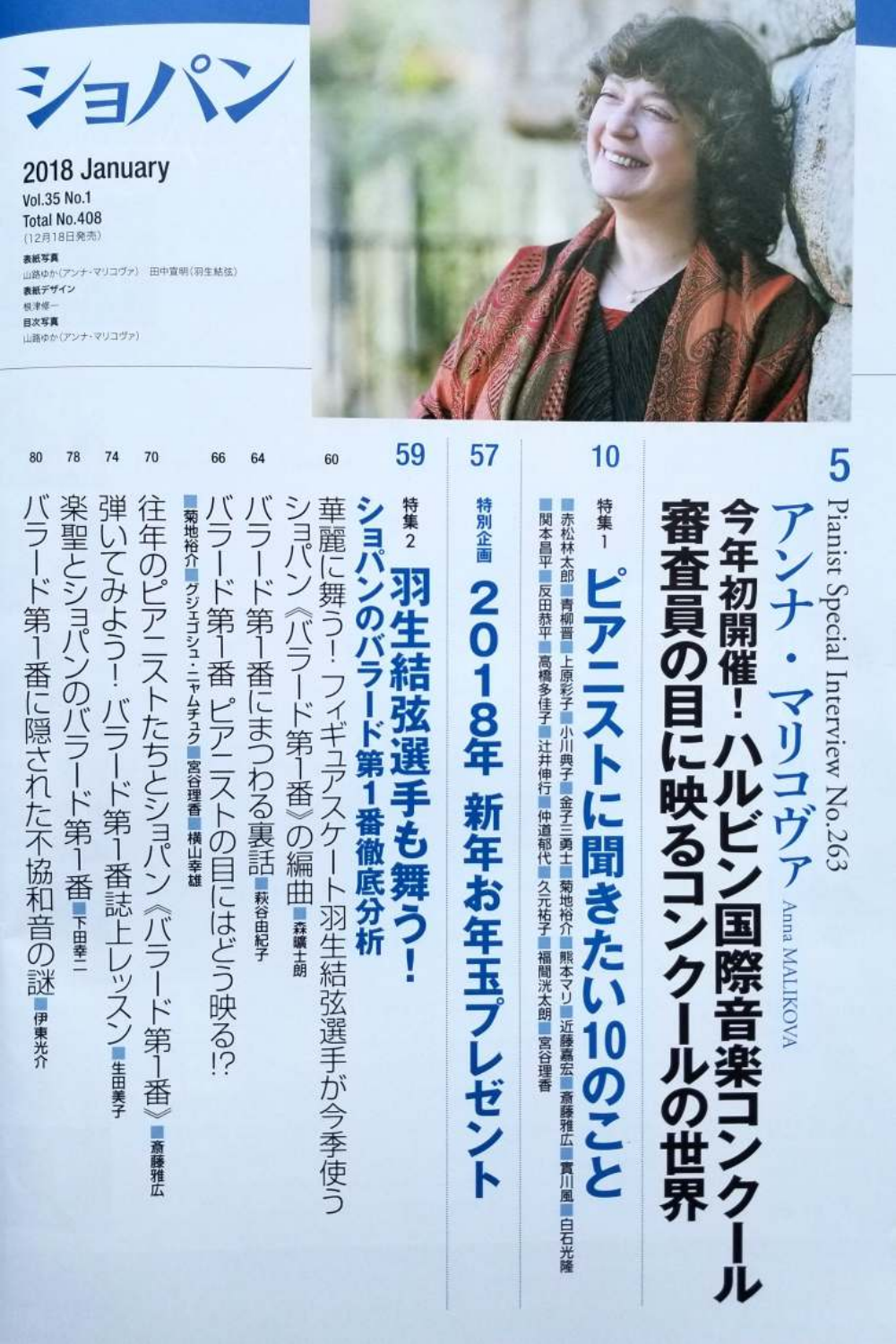# ショパン

2018 January
Vol.35 No.1
Total No.408
(12月18日発売)

表紙写真
山路ゆか(アンナ・マリコヴァ)　田中宣明(羽生結弦)
表紙デザイン
根津修一
目次写真
山路ゆか(アンナ・マリコヴァ)

**5** Pianist Special Interview No.263
## アンナ・マリコヴァ Anna MALIKOVA
## 今年初開催！ハルビン国際音楽コンクール 審査員の目に映るコンクールの世界

**10** 特集1
## ピアニストに聞きたい10のこと
■赤松林太郎■青柳晋■上原彩子■小川典子■金子三勇士■菊地裕介■熊本マリ■近藤嘉宏■斎藤雅広■實川風■白石光隆■関本昌平■反田恭平■高橋多佳子■辻井伸行■仲道郁代■久元祐子■福間洸太朗■宮谷理香

**57** 特別企画
## 2018年 新年お年玉プレゼント

**59** 特集2
## 羽生結弦選手も舞う！ ショパンのバラード第1番徹底分析

60 華麗に舞う！フィギュアスケート羽生結弦選手が今季使うショパン《バラード第1番》の編曲■森藤士朗

64 バラード第1番にまつわる裏話■萩谷由紀子

66 バラード第1番 ピアニストの目にはどう映る!?■菊地裕介■グジェゴシュ・ニャムチュク■宮谷理香■横山幸雄

70 往年のピアニストたちとショパン《バラード第1番》■斎藤雅広

74 弾いてみよう！バラード第1番誌上レッスン■生田美子

78 楽聖とショパンのバラード第1番■下田幸二

80 バラード第1番に隠された不協和音の謎■伊東光介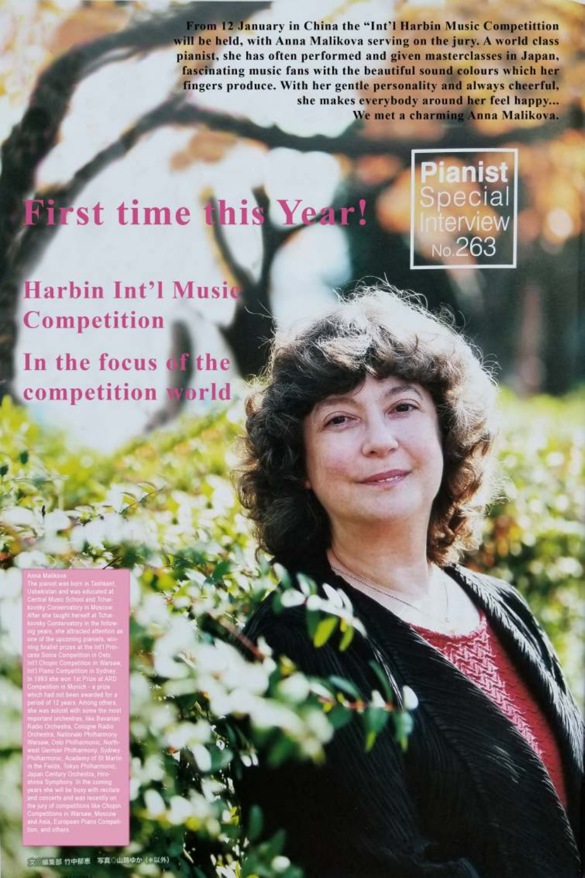From 12 January in China the "Int'l Harbin Music Competittion will be held, with Anna Malikova serving on the jury. A world class pianist, she has often performed and given masterclasses in Japan, fascinating music fans with the beautiful sound colours which her fingers produce. With her gentle personality and always cheerful, she makes everybody around her feel happy... We met a charming Anna Malikova.

**Pianist Special Interview No.263**

# First time this Year!

## Harbin Int'l Music Competition

## In the focus of the competition world

Anna Malikova

The pianist was born in Tashkent, Usbekistan and was educated at Central Music School and Tchaikovsky Conservatory in Moscow. After she taught herself at Tchaikovsky Conservatory in the following years, she attracted attention as one of the upcoming pianists, winning finalist prizes at the Int'l Princess Sonia Competition in Oslo, Int'l Chopin Competition in Warsaw, Int'l Piano Competition in Sydney. In 1993 she won 1st Prize at ARD Competition in Munich - a prize which had not been awarded for a period of 12 years. Among others, she was soloist with some the most important orchestras, like Bavarian Radio Orchestra, Cologne Radio Orchestra, Nationalo Philharmony Warsaw, Oslo Philharmonic, North-west German Philharmony, Sydney Philharmonic, Academy of St Martin in the Fields, Tokyo Philharmonic, Japan Century Orchestra, Hiroshima Symphony. In the coming years she will be busy with recitals and concerts and was recently on the jury of competitions like Chopin Competitions in Warsaw, Moscow and Asia, European Piano Competition, and others.

文◎編集部 竹中郁恵　写真◎山路ゆか（＊以外）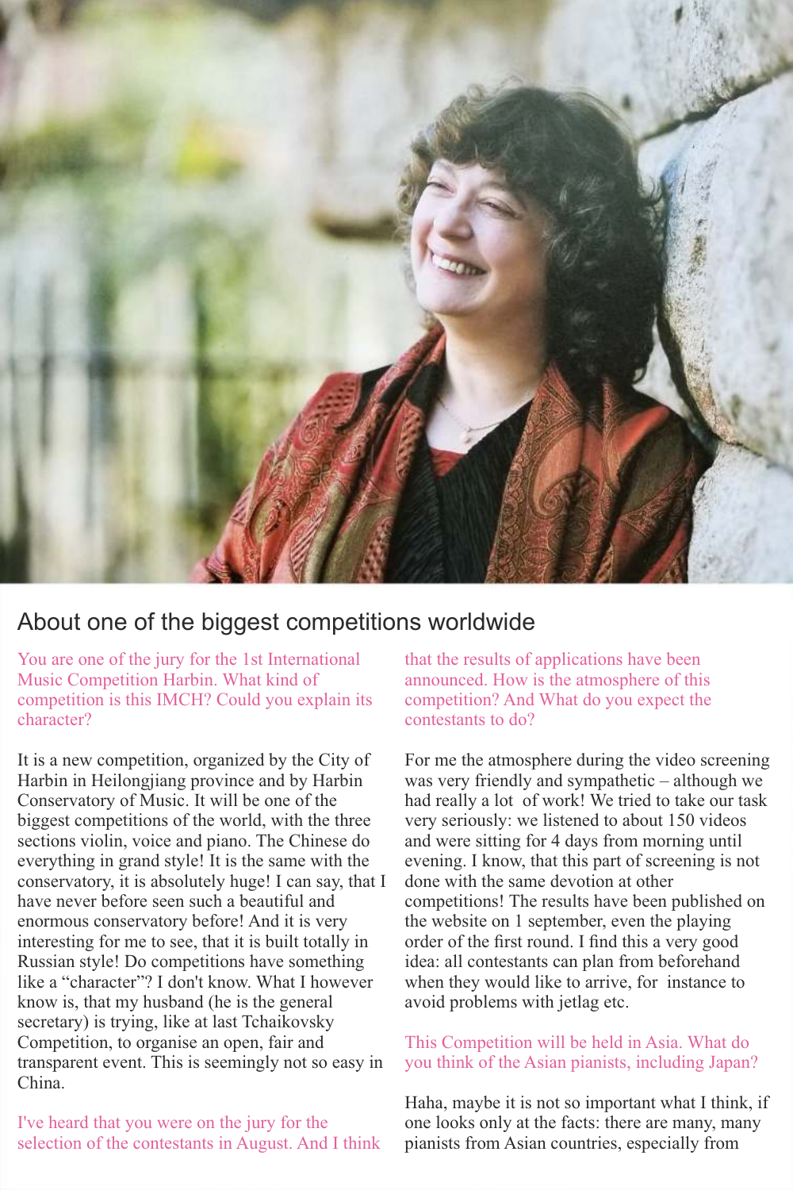## About one of the biggest competitions worldwide

You are one of the jury for the 1st International Music Competition Harbin. What kind of competition is this IMCH? Could you explain its character?

It is a new competition, organized by the City of Harbin in Heilongjiang province and by Harbin Conservatory of Music. It will be one of the biggest competitions of the world, with the three sections violin, voice and piano. The Chinese do everything in grand style! It is the same with the conservatory, it is absolutely huge! I can say, that I have never before seen such a beautiful and enormous conservatory before! And it is very interesting for me to see, that it is built totally in Russian style! Do competitions have something like a "character"? I don't know. What I however know is, that my husband (he is the general secretary) is trying, like at last Tchaikovsky Competition, to organise an open, fair and transparent event. This is seemingly not so easy in China.

I've heard that you were on the jury for the selection of the contestants in August. And I think that the results of applications have been announced. How is the atmosphere of this competition? And What do you expect the contestants to do?

For me the atmosphere during the video screening was very friendly and sympathetic – although we had really a lot of work! We tried to take our task very seriously: we listened to about 150 videos and were sitting for 4 days from morning until evening. I know, that this part of screening is not done with the same devotion at other competitions! The results have been published on the website on 1 september, even the playing order of the first round. I find this a very good idea: all contestants can plan from beforehand when they would like to arrive, for instance to avoid problems with jetlag etc.

This Competition will be held in Asia. What do you think of the Asian pianists, including Japan?

Haha, maybe it is not so important what I think, if one looks only at the facts: there are many, many pianists from Asian countries, especially from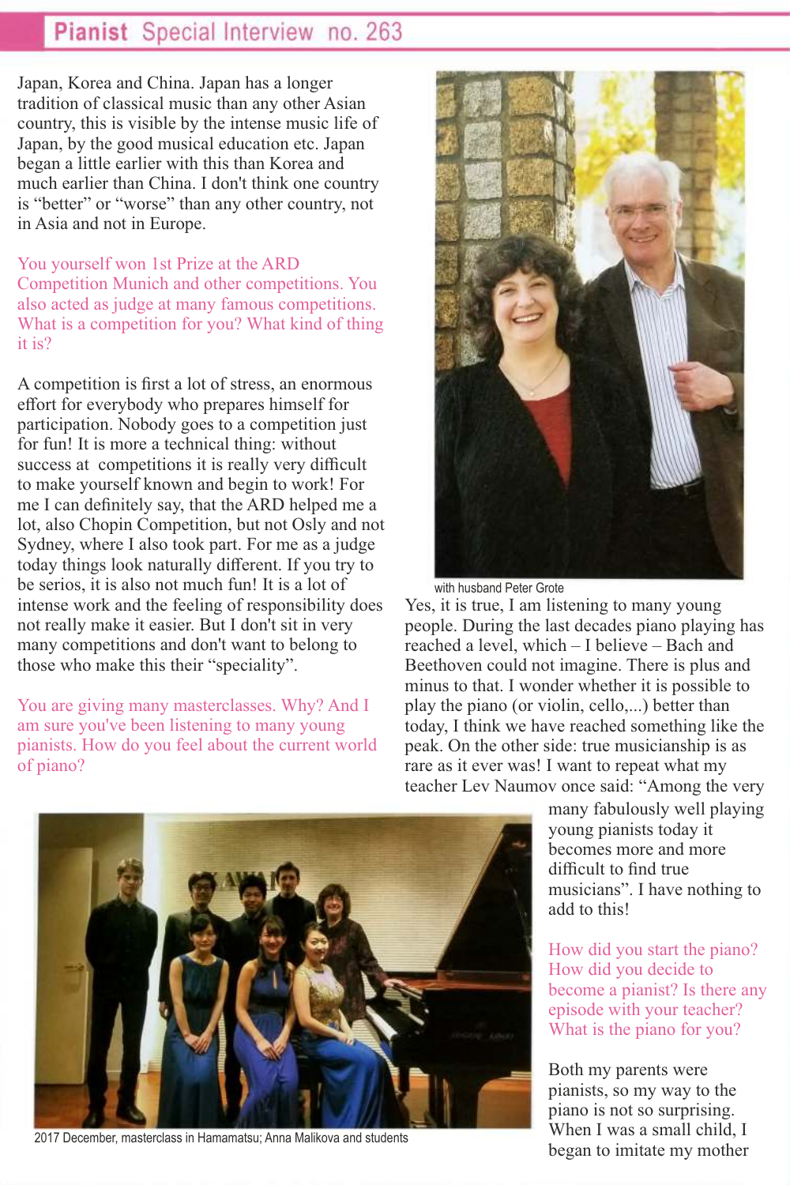Japan, Korea and China. Japan has a longer tradition of classical music than any other Asian country, this is visible by the intense music life of Japan, by the good musical education etc. Japan began a little earlier with this than Korea and much earlier than China. I don't think one country is "better" or "worse" than any other country, not in Asia and not in Europe.

You yourself won 1st Prize at the ARD Competition Munich and other competitions. You also acted as judge at many famous competitions. What is a competition for you? What kind of thing it is?

A competition is first a lot of stress, an enormous effort for everybody who prepares himself for participation. Nobody goes to a competition just for fun! It is more a technical thing: without success at competitions it is really very difficult to make yourself known and begin to work! For me I can definitely say, that the ARD helped me a lot, also Chopin Competition, but not Osly and not Sydney, where I also took part. For me as a judge today things look naturally different. If you try to be serios, it is also not much fun! It is a lot of intense work and the feeling of responsibility does not really make it easier. But I don't sit in very many competitions and don't want to belong to those who make this their "speciality".

You are giving many masterclasses. Why? And I am sure you've been listening to many young pianists. How do you feel about the current world of piano?

with husband Peter Grote

Yes, it is true, I am listening to many young people. During the last decades piano playing has reached a level, which – I believe – Bach and Beethoven could not imagine. There is plus and minus to that. I wonder whether it is possible to play the piano (or violin, cello,...) better than today, I think we have reached something like the peak. On the other side: true musicianship is as rare as it ever was! I want to repeat what my teacher Lev Naumov once said: "Among the very many fabulously well playing young pianists today it becomes more and more difficult to find true musicians". I have nothing to add to this!

2017 December, masterclass in Hamamatsu; Anna Malikova and students

How did you start the piano? How did you decide to become a pianist? Is there any episode with your teacher? What is the piano for you?

Both my parents were pianists, so my way to the piano is not so surprising. When I was a small child, I began to imitate my mother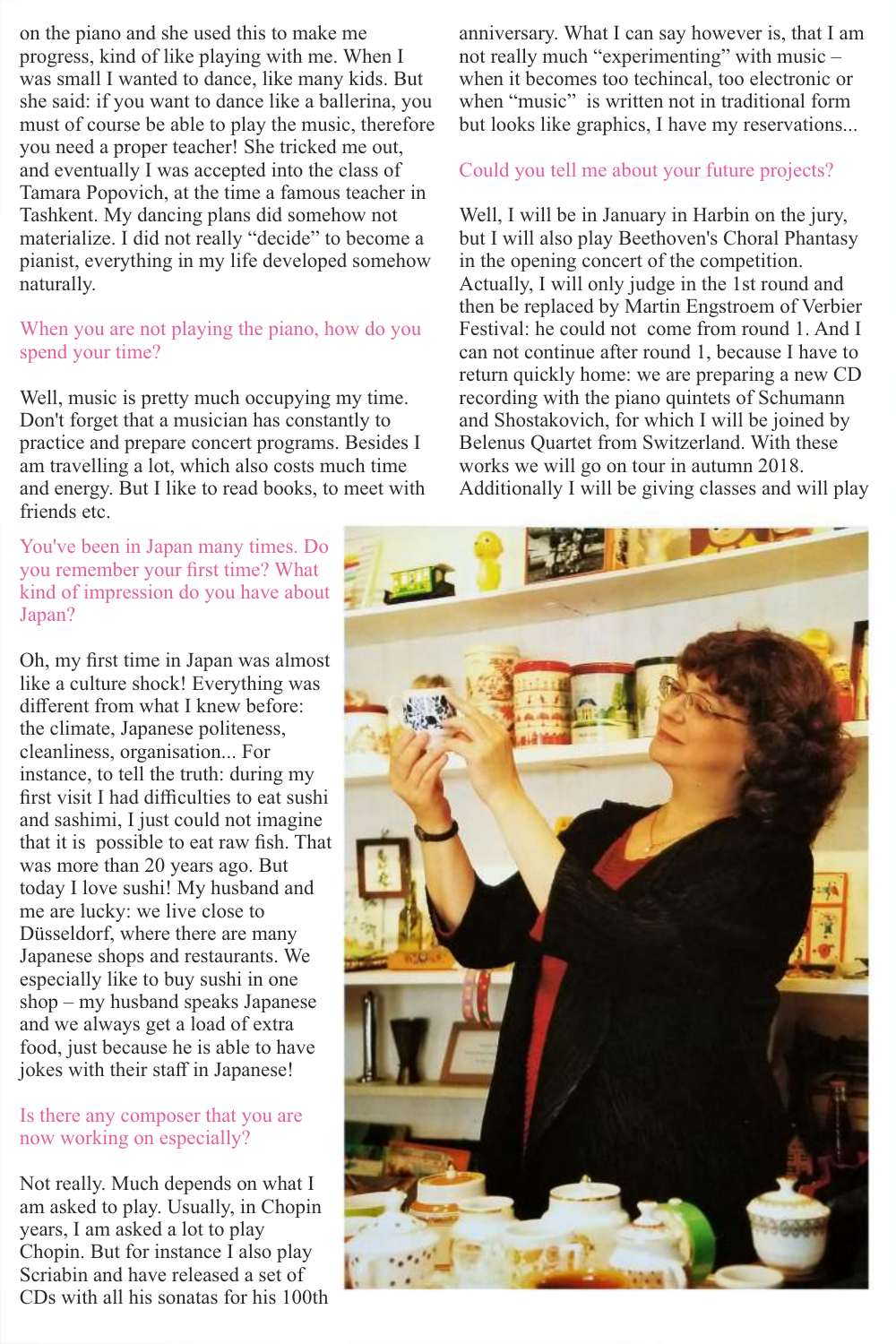on the piano and she used this to make me progress, kind of like playing with me. When I was small I wanted to dance, like many kids. But she said: if you want to dance like a ballerina, you must of course be able to play the music, therefore you need a proper teacher! She tricked me out, and eventually I was accepted into the class of Tamara Popovich, at the time a famous teacher in Tashkent. My dancing plans did somehow not materialize. I did not really "decide" to become a pianist, everything in my life developed somehow naturally.

When you are not playing the piano, how do you spend your time?

Well, music is pretty much occupying my time. Don't forget that a musician has constantly to practice and prepare concert programs. Besides I am travelling a lot, which also costs much time and energy. But I like to read books, to meet with friends etc.

You've been in Japan many times. Do you remember your first time? What kind of impression do you have about Japan?

Oh, my first time in Japan was almost like a culture shock! Everything was different from what I knew before: the climate, Japanese politeness, cleanliness, organisation... For instance, to tell the truth: during my first visit I had difficulties to eat sushi and sashimi, I just could not imagine that it is possible to eat raw fish. That was more than 20 years ago. But today I love sushi! My husband and me are lucky: we live close to Düsseldorf, where there are many Japanese shops and restaurants. We especially like to buy sushi in one shop – my husband speaks Japanese and we always get a load of extra food, just because he is able to have jokes with their staff in Japanese!

Is there any composer that you are now working on especially?

Not really. Much depends on what I am asked to play. Usually, in Chopin years, I am asked a lot to play Chopin. But for instance I also play Scriabin and have released a set of CDs with all his sonatas for his 100th anniversary. What I can say however is, that I am not really much "experimenting" with music – when it becomes too techincal, too electronic or when "music" is written not in traditional form but looks like graphics, I have my reservations...

Could you tell me about your future projects?

Well, I will be in January in Harbin on the jury, but I will also play Beethoven's Choral Phantasy in the opening concert of the competition. Actually, I will only judge in the 1st round and then be replaced by Martin Engstroem of Verbier Festival: he could not come from round 1. And I can not continue after round 1, because I have to return quickly home: we are preparing a new CD recording with the piano quintets of Schumann and Shostakovich, for which I will be joined by Belenus Quartet from Switzerland. With these works we will go on tour in autumn 2018. Additionally I will be giving classes and will play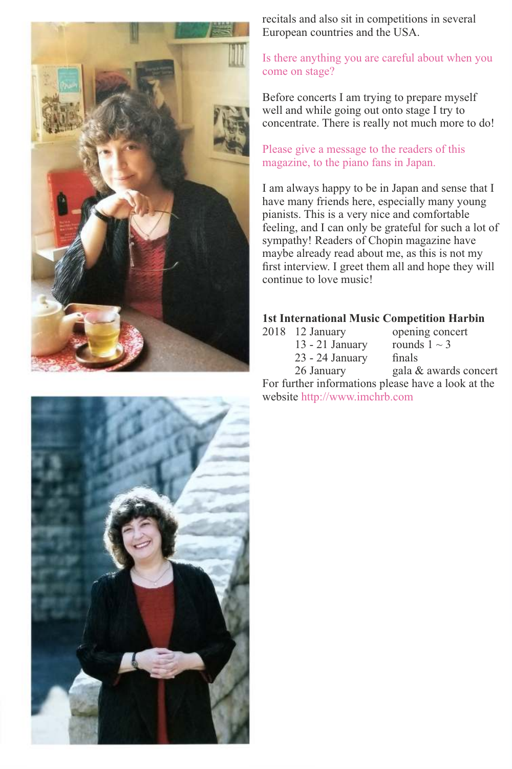recitals and also sit in competitions in several European countries and the USA.

**Is there anything you are careful about when you come on stage?**

Before concerts I am trying to prepare myself well and while going out onto stage I try to concentrate. There is really not much more to do!

**Please give a message to the readers of this magazine, to the piano fans in Japan.**

I am always happy to be in Japan and sense that I have many friends here, especially many young pianists. This is a very nice and comfortable feeling, and I can only be grateful for such a lot of sympathy! Readers of Chopin magazine have maybe already read about me, as this is not my first interview. I greet them all and hope they will continue to love music!

**1st International Music Competition Harbin**

| | | |
|---|---|---|
| 2018 | 12 January | opening concert |
| | 13 - 21 January | rounds 1 ~ 3 |
| | 23 - 24 January | finals |
| | 26 January | gala & awards concert |

For further informations please have a look at the website http://www.imchrb.com